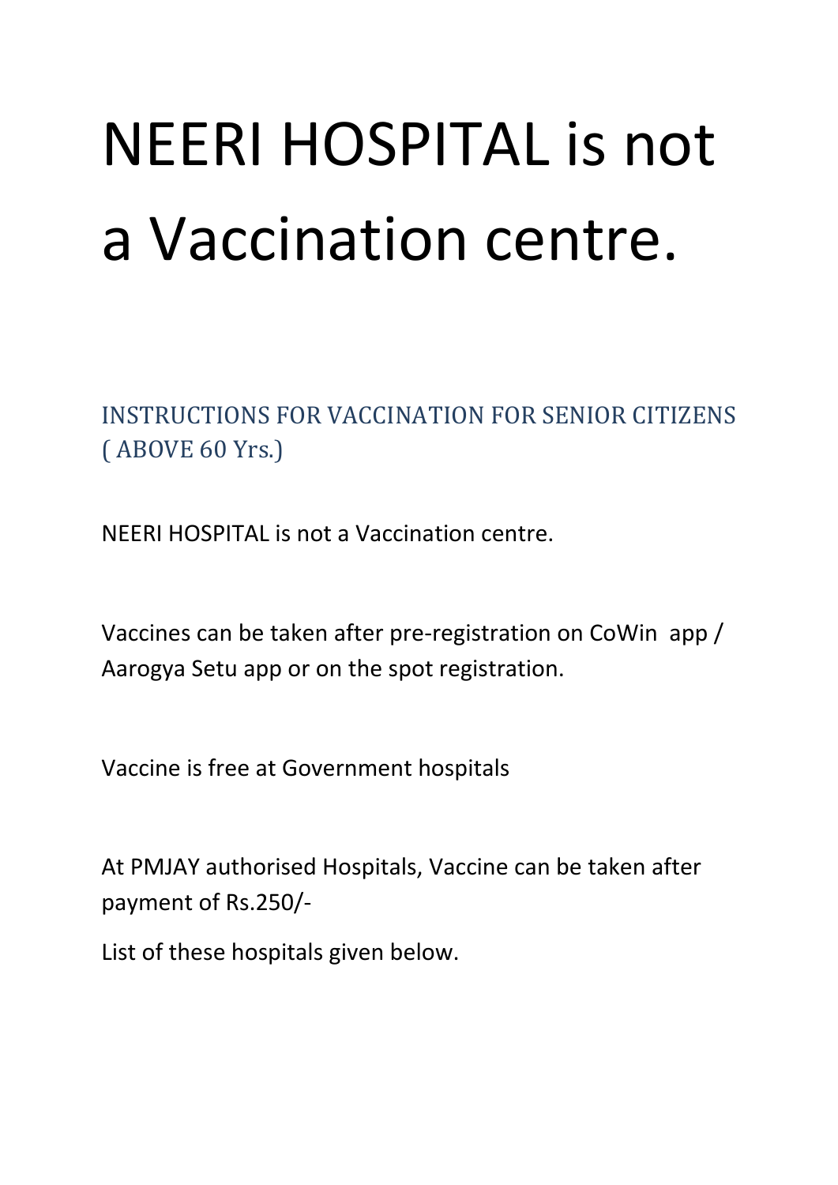# NEERI HOSPITAL is not a Vaccination centre.

## INSTRUCTIONS FOR VACCINATION FOR SENIOR CITIZENS ( ABOVE 60 Yrs.)

NEERI HOSPITAL is not a Vaccination centre.

Vaccines can be taken after pre-registration on CoWin app / Aarogya Setu app or on the spot registration.

Vaccine is free at Government hospitals

At PMJAY authorised Hospitals, Vaccine can be taken after payment of Rs.250/-

List of these hospitals given below.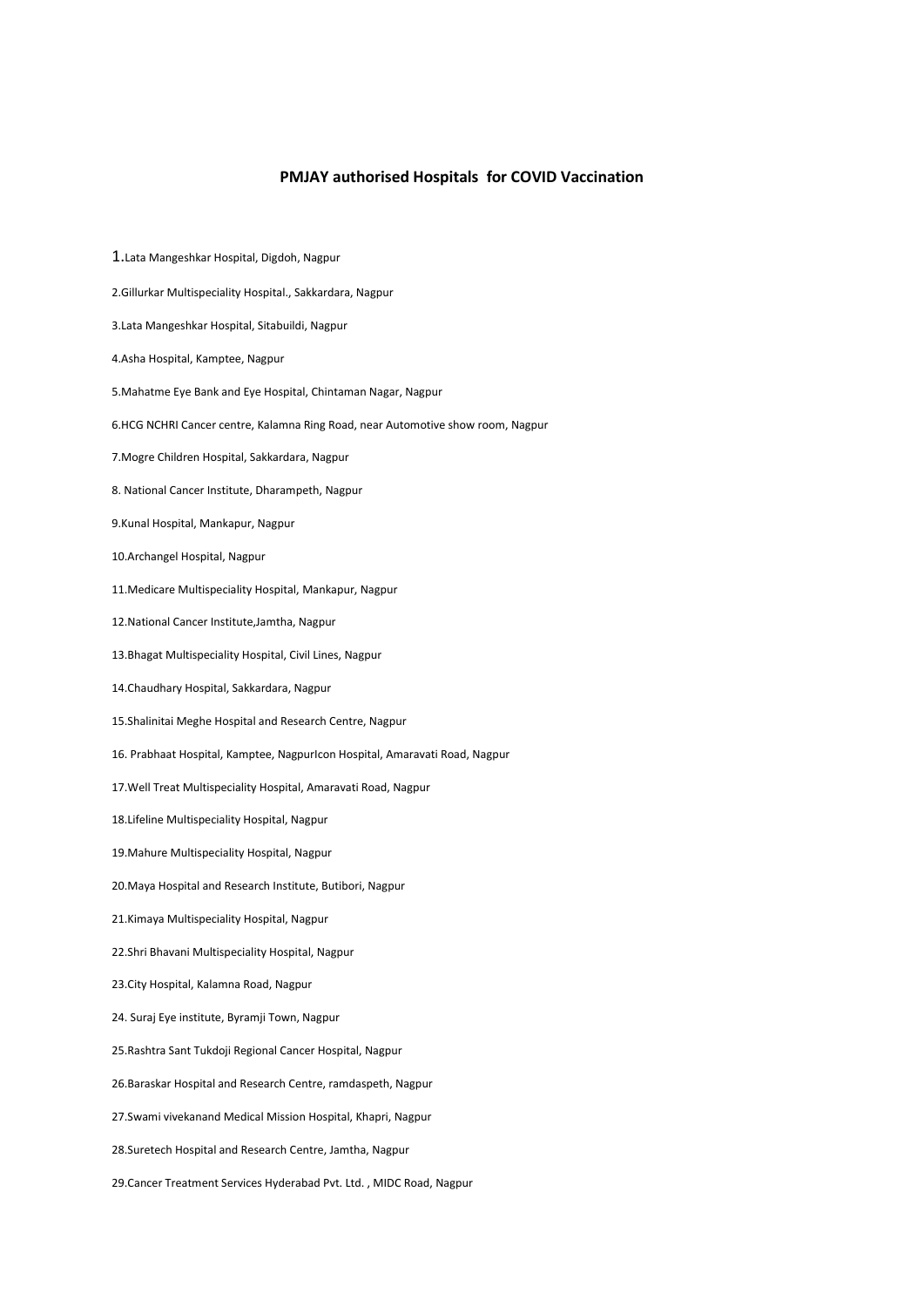# PMJAY authorised Hospitals for COVID Vaccination

1.Lata Mangeshkar Hospital, Digdoh, Nagpur

2.Gillurkar Multispeciality Hospital., Sakkardara, Nagpur

3.Lata Mangeshkar Hospital, Sitabuildi, Nagpur

4.Asha Hospital, Kamptee, Nagpur

5.Mahatme Eye Bank and Eye Hospital, Chintaman Nagar, Nagpur

6.HCG NCHRI Cancer centre, Kalamna Ring Road, near Automotive show room, Nagpur

7.Mogre Children Hospital, Sakkardara, Nagpur

8. National Cancer Institute, Dharampeth, Nagpur

9.Kunal Hospital, Mankapur, Nagpur

10.Archangel Hospital, Nagpur

11.Medicare Multispeciality Hospital, Mankapur, Nagpur

12.National Cancer Institute,Jamtha, Nagpur

13.Bhagat Multispeciality Hospital, Civil Lines, Nagpur

14.Chaudhary Hospital, Sakkardara, Nagpur

15.Shalinitai Meghe Hospital and Research Centre, Nagpur

16. Prabhaat Hospital, Kamptee, NagpurIcon Hospital, Amaravati Road, Nagpur

17.Well Treat Multispeciality Hospital, Amaravati Road, Nagpur

18.Lifeline Multispeciality Hospital, Nagpur

19.Mahure Multispeciality Hospital, Nagpur

20.Maya Hospital and Research Institute, Butibori, Nagpur

21.Kimaya Multispeciality Hospital, Nagpur

22.Shri Bhavani Multispeciality Hospital, Nagpur

23.City Hospital, Kalamna Road, Nagpur

24. Suraj Eye institute, Byramji Town, Nagpur

25.Rashtra Sant Tukdoji Regional Cancer Hospital, Nagpur

26.Baraskar Hospital and Research Centre, ramdaspeth, Nagpur

27.Swami vivekanand Medical Mission Hospital, Khapri, Nagpur

28.Suretech Hospital and Research Centre, Jamtha, Nagpur

29.Cancer Treatment Services Hyderabad Pvt. Ltd. , MIDC Road, Nagpur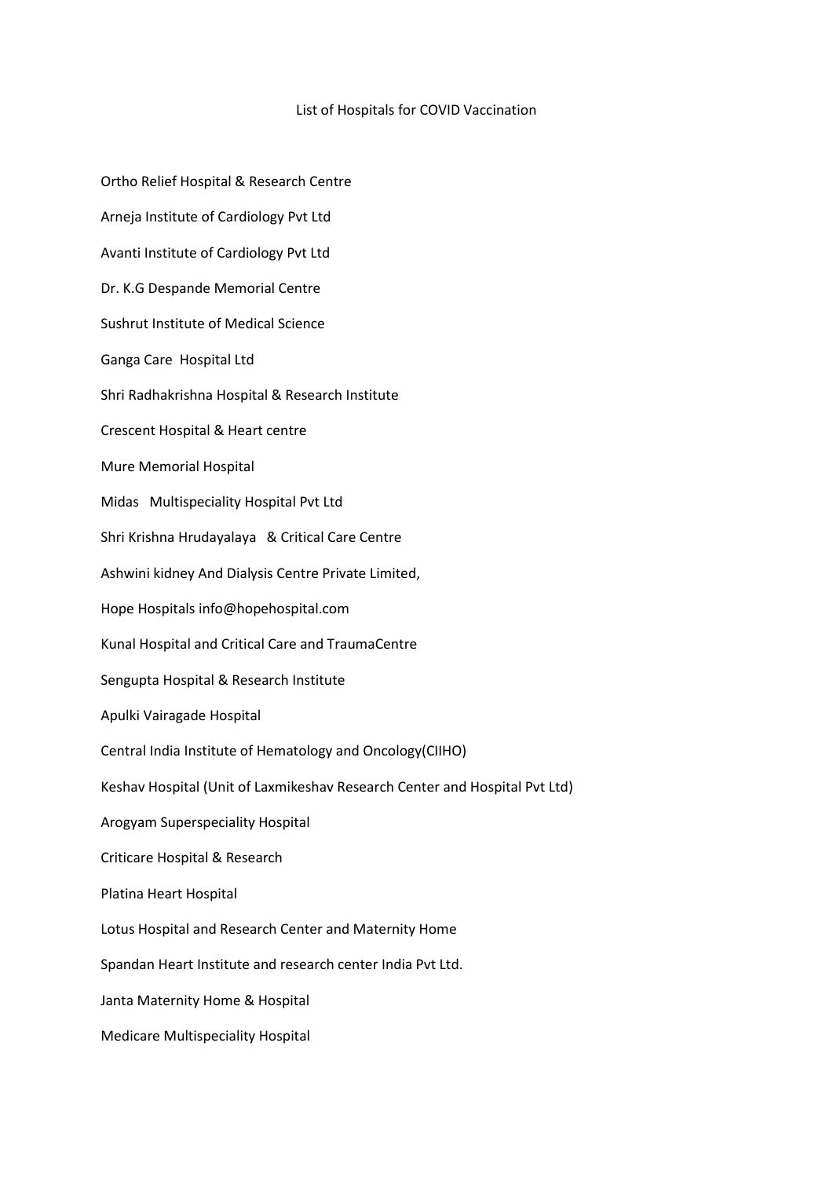List of Hospitals for COVID Vaccination

Ortho Relief Hospital & Research Centre

Arneja Institute of Cardiology Pvt Ltd

Avanti Institute of Cardiology Pvt Ltd

Dr. K.G Despande Memorial Centre

Sushrut Institute of Medical Science

Ganga Care Hospital Ltd

Shri Radhakrishna Hospital & Research Institute

Crescent Hospital & Heart centre

Mure Memorial Hospital

Midas Multispeciality Hospital Pvt Ltd

Shri Krishna Hrudayalaya & Critical Care Centre

Ashwini kidney And Dialysis Centre Private Limited,

Hope Hospitals info@hopehospital.com

Kunal Hospital and Critical Care and TraumaCentre

Sengupta Hospital & Research Institute

Apulki Vairagade Hospital

Central India Institute of Hematology and Oncology(CIIHO)

Keshav Hospital (Unit of Laxmikeshav Research Center and Hospital Pvt Ltd)

Arogyam Superspeciality Hospital

Criticare Hospital & Research

Platina Heart Hospital

Lotus Hospital and Research Center and Maternity Home

Spandan Heart Institute and research center India Pvt Ltd.

Janta Maternity Home & Hospital

Medicare Multispeciality Hospital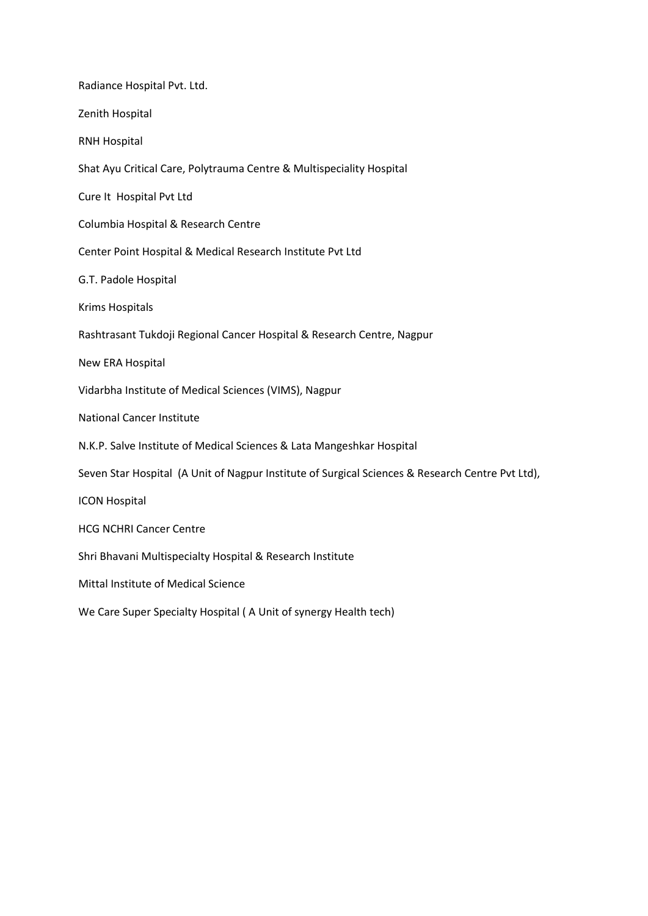Radiance Hospital Pvt. Ltd.

Zenith Hospital

RNH Hospital

Shat Ayu Critical Care, Polytrauma Centre & Multispeciality Hospital

Cure It Hospital Pvt Ltd

Columbia Hospital & Research Centre

Center Point Hospital & Medical Research Institute Pvt Ltd

G.T. Padole Hospital

Krims Hospitals

Rashtrasant Tukdoji Regional Cancer Hospital & Research Centre, Nagpur

New ERA Hospital

Vidarbha Institute of Medical Sciences (VIMS), Nagpur

National Cancer Institute

N.K.P. Salve Institute of Medical Sciences & Lata Mangeshkar Hospital

Seven Star Hospital (A Unit of Nagpur Institute of Surgical Sciences & Research Centre Pvt Ltd),

ICON Hospital

HCG NCHRI Cancer Centre

Shri Bhavani Multispecialty Hospital & Research Institute

Mittal Institute of Medical Science

We Care Super Specialty Hospital ( A Unit of synergy Health tech)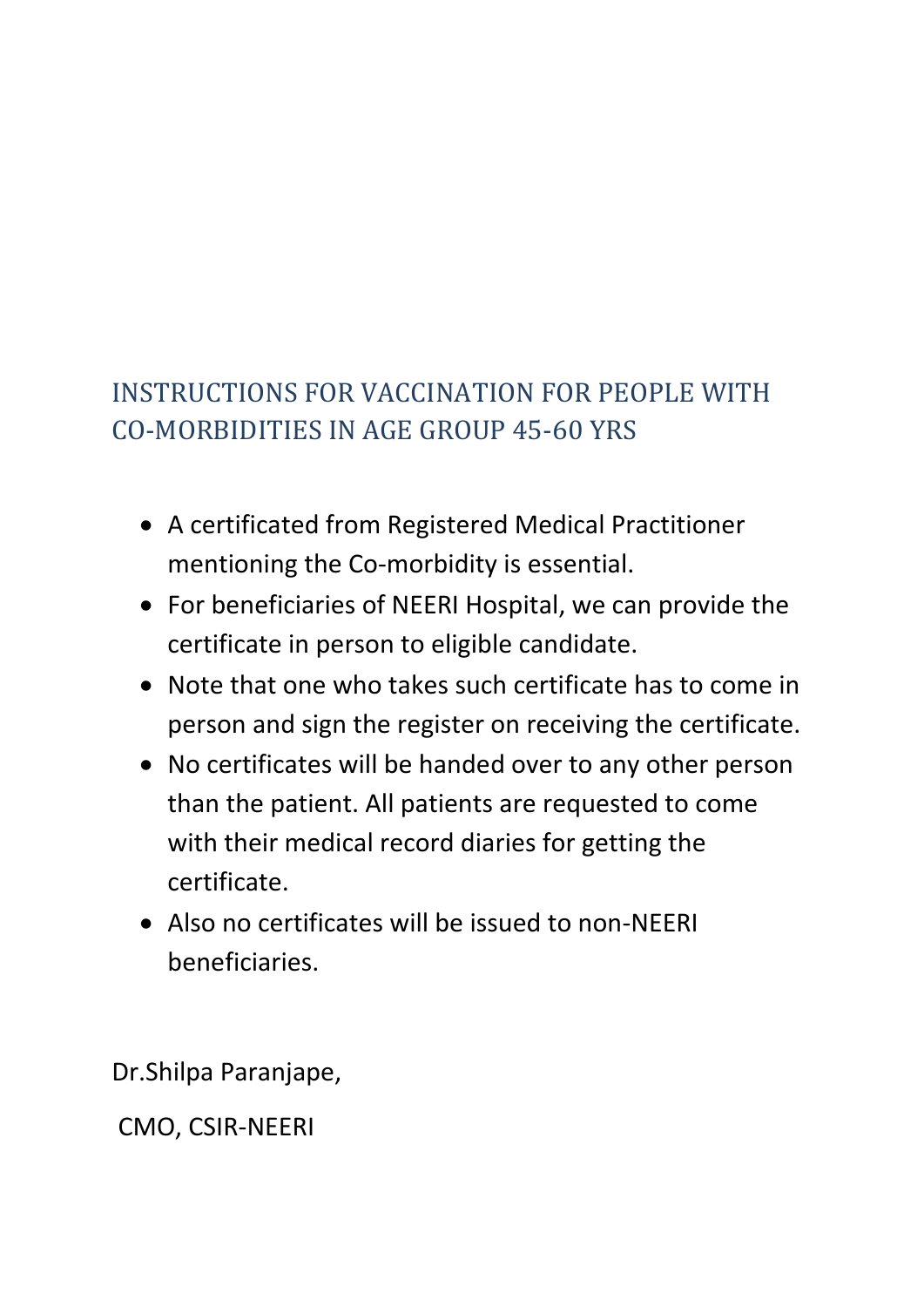## INSTRUCTIONS FOR VACCINATION FOR PEOPLE WITH CO-MORBIDITIES IN AGE GROUP 45-60 YRS

- A certificated from Registered Medical Practitioner mentioning the Co-morbidity is essential.
- For beneficiaries of NEERI Hospital, we can provide the certificate in person to eligible candidate.
- Note that one who takes such certificate has to come in person and sign the register on receiving the certificate.
- No certificates will be handed over to any other person than the patient. All patients are requested to come with their medical record diaries for getting the certificate.
- Also no certificates will be issued to non-NEERI beneficiaries.

Dr.Shilpa Paranjape,

CMO, CSIR-NEERI